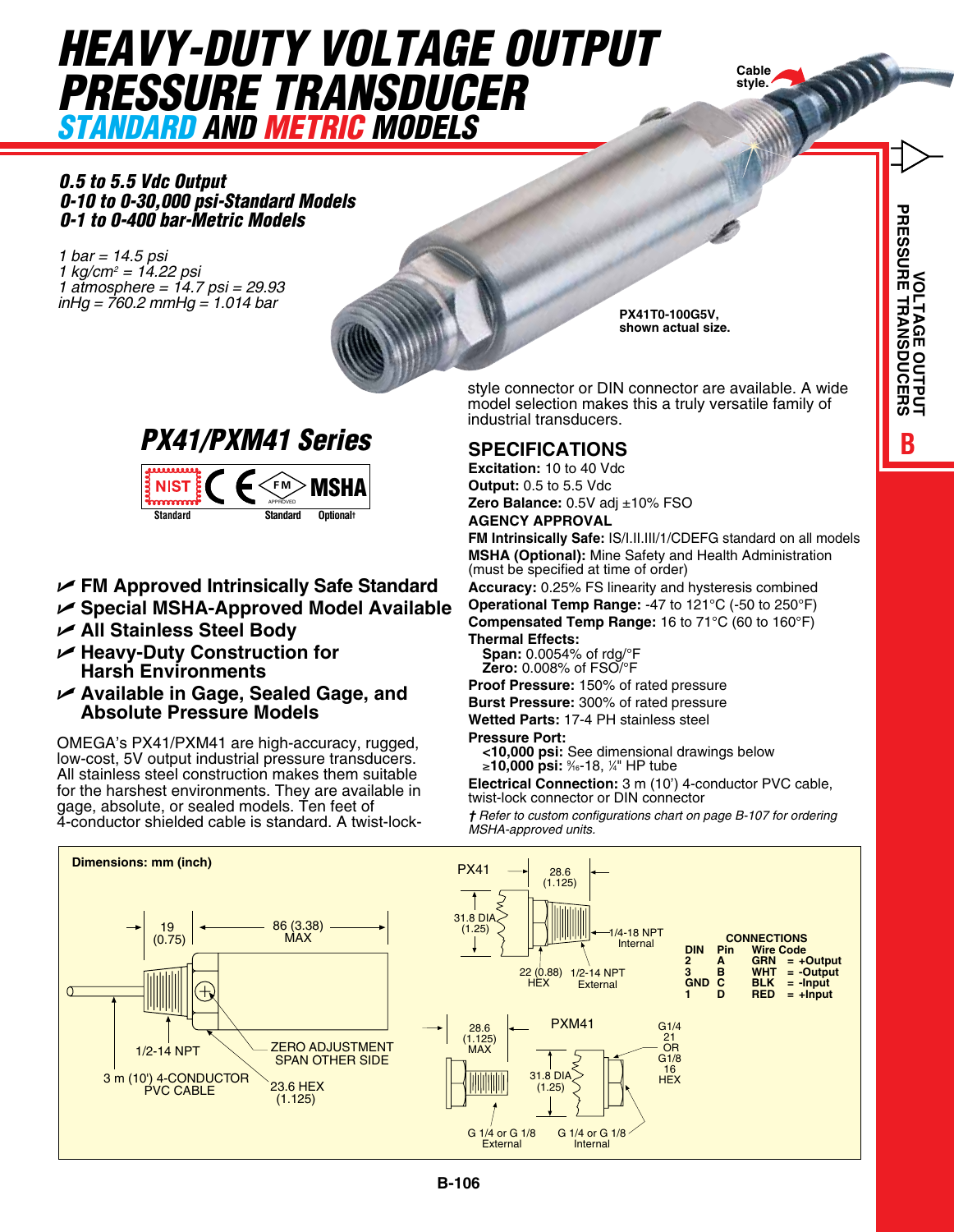# HEAVY-DUTY VOLTAGE OUTPUT PRESSURE TRANSDUCER

## STANDARD AND METRIC MODELS

***0.5 to 5.5 Vdc Output***
***0-10 to 0-30,000 psi-Standard Models***
***0-1 to 0-400 bar-Metric Models***

*1 bar = 14.5 psi*
*1 kg/cm² = 14.22 psi*
*1 atmosphere = 14.7 psi = 29.93 inHg = 760.2 mmHg = 1.014 bar*

Cable style.

**PX41T0-100G5V, shown actual size.**

## PX41/PXM41 Series

NIST Standard | CE | FM APPROVED Standard | MSHA Optional†

- **FM Approved Intrinsically Safe Standard**
- **Special MSHA-Approved Model Available**
- **All Stainless Steel Body**
- **Heavy-Duty Construction for Harsh Environments**
- **Available in Gage, Sealed Gage, and Absolute Pressure Models**

OMEGA's PX41/PXM41 are high-accuracy, rugged, low-cost, 5V output industrial pressure transducers. All stainless steel construction makes them suitable for the harshest environments. They are available in gage, absolute, or sealed models. Ten feet of 4-conductor shielded cable is standard. A twist-lock-style connector or DIN connector are available. A wide model selection makes this a truly versatile family of industrial transducers.

## SPECIFICATIONS

**Excitation:** 10 to 40 Vdc
**Output:** 0.5 to 5.5 Vdc
**Zero Balance:** 0.5V adj ±10% FSO
**AGENCY APPROVAL**
**FM Intrinsically Safe:** IS/I.II.III/1/CDEFG standard on all models
**MSHA (Optional):** Mine Safety and Health Administration (must be specified at time of order)
**Accuracy:** 0.25% FS linearity and hysteresis combined
**Operational Temp Range:** -47 to 121°C (-50 to 250°F)
**Compensated Temp Range:** 16 to 71°C (60 to 160°F)
**Thermal Effects:**
  **Span:** 0.0054% of rdg/°F
  **Zero:** 0.008% of FSO/°F
**Proof Pressure:** 150% of rated pressure
**Burst Pressure:** 300% of rated pressure
**Wetted Parts:** 17-4 PH stainless steel
**Pressure Port:**
  **<10,000 psi:** See dimensional drawings below
  **≥10,000 psi:** 9/16-18, 1/4" HP tube
**Electrical Connection:** 3 m (10') 4-conductor PVC cable, twist-lock connector or DIN connector

*† Refer to custom configurations chart on page B-107 for ordering MSHA-approved units.*

**Dimensions: mm (inch)**

19 (0.75); 86 (3.38) MAX; 1/2-14 NPT; ZERO ADJUSTMENT SPAN OTHER SIDE; 3 m (10') 4-CONDUCTOR PVC CABLE; 23.6 HEX (1.125)

PX41: 28.6 (1.125); 31.8 DIA (1.25); 1/4-18 NPT Internal; 22 (0.88) HEX; 1/2-14 NPT External

PXM41: 28.6 (1.125) MAX; 31.8 DIA (1.25); G1/4 21 OR G1/8 16 HEX; G 1/4 or G 1/8 External; G 1/4 or G 1/8 Internal

**CONNECTIONS**

| DIN | Pin | Wire Code |
|---|---|---|
| 2 | A | GRN = +Output |
| 3 | B | WHT = -Output |
| GND | C | BLK = -Input |
| 1 | D | RED = +Input |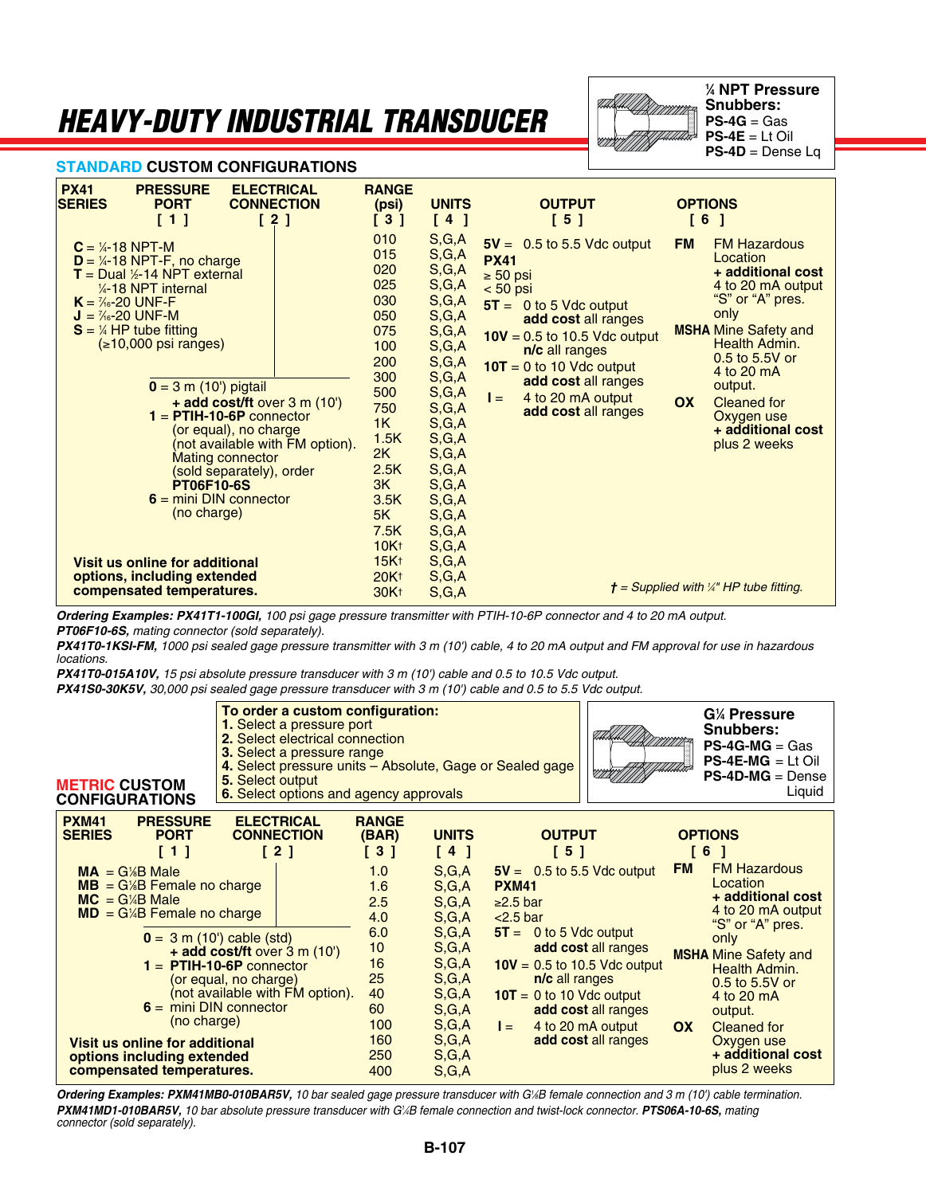# HEAVY-DUTY INDUSTRIAL TRANSDUCER

**¼ NPT Pressure Snubbers:**
**PS-4G** = Gas
**PS-4E** = Lt Oil
**PS-4D** = Dense Lq

## STANDARD CUSTOM CONFIGURATIONS

| PX41 SERIES | PRESSURE PORT [ 1 ] | ELECTRICAL CONNECTION [ 2 ] | RANGE (psi) [ 3 ] | UNITS [ 4 ] | OUTPUT [ 5 ] | OPTIONS [ 6 ] |
|---|---|---|---|---|---|---|
| | **C** = ¼-18 NPT-M<br>**D** = ¼-18 NPT-F, no charge<br>**T** = Dual ½-14 NPT external ¼-18 NPT internal<br>**K** = 7⁄16-20 UNF-F<br>**J** = 7⁄16-20 UNF-M<br>**S** = ¼ HP tube fitting (≥10,000 psi ranges) | **0** = 3 m (10') pigtail **+ add cost/ft** over 3 m (10')<br>**1** = **PTIH-10-6P** connector (or equal), no charge (not available with FM option). Mating connector (sold separately), order **PT06F10-6S**<br>**6** = mini DIN connector (no charge) | 010<br>015<br>020<br>025<br>030<br>050<br>075<br>100<br>200<br>300<br>500<br>750<br>1K<br>1.5K<br>2K<br>2.5K<br>3K<br>3.5K<br>5K<br>7.5K<br>10K†<br>15K†<br>20K†<br>30K† | S,G,A (all ranges) | **5V** = 0.5 to 5.5 Vdc output **PX41** ≥ 50 psi < 50 psi<br>**5T** = 0 to 5 Vdc output **add cost** all ranges<br>**10V** = 0.5 to 10.5 Vdc output **n/c** all ranges<br>**10T** = 0 to 10 Vdc output **add cost** all ranges<br>**I** = 4 to 20 mA output **add cost** all ranges | **FM** FM Hazardous Location **+ additional cost** 4 to 20 mA output "S" or "A" pres. only<br>**MSHA** Mine Safety and Health Admin. 0.5 to 5.5V or 4 to 20 mA output.<br>**OX** Cleaned for Oxygen use **+ additional cost** plus 2 weeks |

**Visit us online for additional options, including extended compensated temperatures.**

*† = Supplied with ¼" HP tube fitting.*

***Ordering Examples: PX41T1-100GI,*** *100 psi gage pressure transmitter with PTIH-10-6P connector and 4 to 20 mA output.*
***PT06F10-6S,*** *mating connector (sold separately).*
***PX41T0-1KSI-FM,*** *1000 psi sealed gage pressure transmitter with 3 m (10') cable, 4 to 20 mA output and FM approval for use in hazardous locations.*
***PX41T0-015A10V,*** *15 psi absolute pressure transducer with 3 m (10') cable and 0.5 to 10.5 Vdc output.*
***PX41S0-30K5V,*** *30,000 psi sealed gage pressure transducer with 3 m (10') cable and 0.5 to 5.5 Vdc output.*

**To order a custom configuration:**
1. Select a pressure port
2. Select electrical connection
3. Select a pressure range
4. Select pressure units – Absolute, Gage or Sealed gage
5. Select output
6. Select options and agency approvals

**G¼ Pressure Snubbers:**
**PS-4G-MG** = Gas
**PS-4E-MG** = Lt Oil
**PS-4D-MG** = Dense Liquid

## METRIC CUSTOM CONFIGURATIONS

| PXM41 SERIES | PRESSURE PORT [ 1 ] | ELECTRICAL CONNECTION [ 2 ] | RANGE (BAR) [ 3 ] | UNITS [ 4 ] | OUTPUT [ 5 ] | OPTIONS [ 6 ] |
|---|---|---|---|---|---|---|
| | **MA** = G⅛B Male<br>**MB** = G⅛B Female no charge<br>**MC** = G¼B Male<br>**MD** = G¼B Female no charge | **0** = 3 m (10') cable (std) **+ add cost/ft** over 3 m (10')<br>**1** = **PTIH-10-6P** connector (or equal, no charge) (not available with FM option).<br>**6** = mini DIN connector (no charge) | 1.0<br>1.6<br>2.5<br>4.0<br>6.0<br>10<br>16<br>25<br>40<br>60<br>100<br>160<br>250<br>400 | S,G,A (all ranges) | **5V** = 0.5 to 5.5 Vdc output **PXM41** ≥2.5 bar <2.5 bar<br>**5T** = 0 to 5 Vdc output **add cost** all ranges<br>**10V** = 0.5 to 10.5 Vdc output **n/c** all ranges<br>**10T** = 0 to 10 Vdc output **add cost** all ranges<br>**I** = 4 to 20 mA output **add cost** all ranges | **FM** FM Hazardous Location **+ additional cost** 4 to 20 mA output "S" or "A" pres. only<br>**MSHA** Mine Safety and Health Admin. 0.5 to 5.5V or 4 to 20 mA output.<br>**OX** Cleaned for Oxygen use **+ additional cost** plus 2 weeks |

**Visit us online for additional options including extended compensated temperatures.**

***Ordering Examples: PXM41MB0-010BAR5V,*** *10 bar sealed gage pressure transducer with G⅛B female connection and 3 m (10') cable termination.*
***PXM41MD1-010BAR5V,*** *10 bar absolute pressure transducer with G¼B female connection and twist-lock connector.* ***PTS06A-10-6S,*** *mating connector (sold separately).*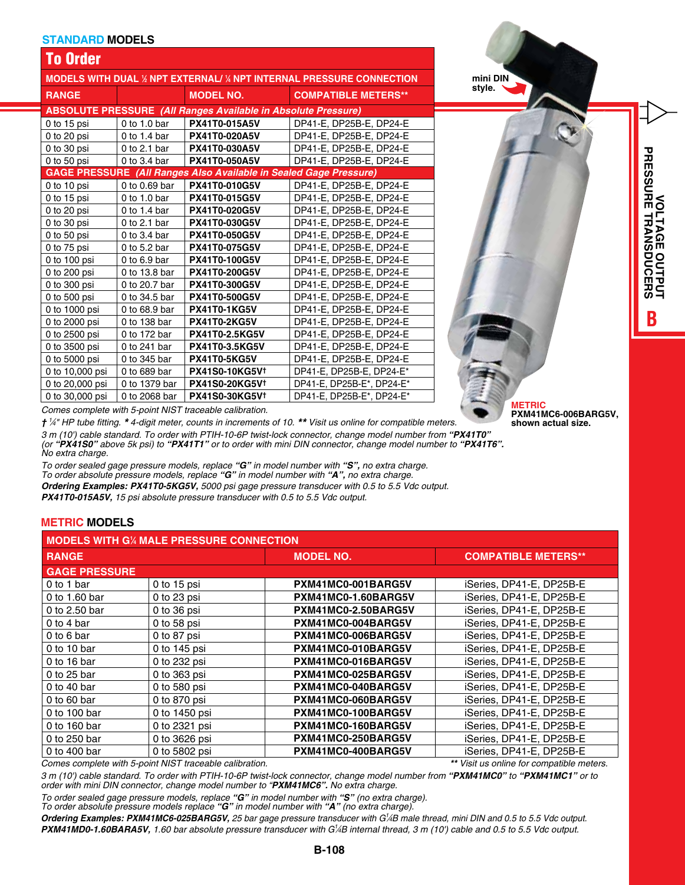## STANDARD MODELS

### To Order

| MODELS WITH DUAL ½ NPT EXTERNAL/ ¼ NPT INTERNAL PRESSURE CONNECTION | | | |
|---|---|---|---|
| RANGE | | MODEL NO. | COMPATIBLE METERS** |
| **ABSOLUTE PRESSURE** *(All Ranges Available in Absolute Pressure)* | | | |
| 0 to 15 psi | 0 to 1.0 bar | **PX41T0-015A5V** | DP41-E, DP25B-E, DP24-E |
| 0 to 20 psi | 0 to 1.4 bar | **PX41T0-020A5V** | DP41-E, DP25B-E, DP24-E |
| 0 to 30 psi | 0 to 2.1 bar | **PX41T0-030A5V** | DP41-E, DP25B-E, DP24-E |
| 0 to 50 psi | 0 to 3.4 bar | **PX41T0-050A5V** | DP41-E, DP25B-E, DP24-E |
| **GAGE PRESSURE** *(All Ranges Also Available in Sealed Gage Pressure)* | | | |
| 0 to 10 psi | 0 to 0.69 bar | **PX41T0-010G5V** | DP41-E, DP25B-E, DP24-E |
| 0 to 15 psi | 0 to 1.0 bar | **PX41T0-015G5V** | DP41-E, DP25B-E, DP24-E |
| 0 to 20 psi | 0 to 1.4 bar | **PX41T0-020G5V** | DP41-E, DP25B-E, DP24-E |
| 0 to 30 psi | 0 to 2.1 bar | **PX41T0-030G5V** | DP41-E, DP25B-E, DP24-E |
| 0 to 50 psi | 0 to 3.4 bar | **PX41T0-050G5V** | DP41-E, DP25B-E, DP24-E |
| 0 to 75 psi | 0 to 5.2 bar | **PX41T0-075G5V** | DP41-E, DP25B-E, DP24-E |
| 0 to 100 psi | 0 to 6.9 bar | **PX41T0-100G5V** | DP41-E, DP25B-E, DP24-E |
| 0 to 200 psi | 0 to 13.8 bar | **PX41T0-200G5V** | DP41-E, DP25B-E, DP24-E |
| 0 to 300 psi | 0 to 20.7 bar | **PX41T0-300G5V** | DP41-E, DP25B-E, DP24-E |
| 0 to 500 psi | 0 to 34.5 bar | **PX41T0-500G5V** | DP41-E, DP25B-E, DP24-E |
| 0 to 1000 psi | 0 to 68.9 bar | **PX41T0-1KG5V** | DP41-E, DP25B-E, DP24-E |
| 0 to 2000 psi | 0 to 138 bar | **PX41T0-2KG5V** | DP41-E, DP25B-E, DP24-E |
| 0 to 2500 psi | 0 to 172 bar | **PX41T0-2.5KG5V** | DP41-E, DP25B-E, DP24-E |
| 0 to 3500 psi | 0 to 241 bar | **PX41T0-3.5KG5V** | DP41-E, DP25B-E, DP24-E |
| 0 to 5000 psi | 0 to 345 bar | **PX41T0-5KG5V** | DP41-E, DP25B-E, DP24-E |
| 0 to 10,000 psi | 0 to 689 bar | **PX41S0-10KG5V†** | DP41-E, DP25B-E, DP24-E* |
| 0 to 20,000 psi | 0 to 1379 bar | **PX41S0-20KG5V†** | DP41-E, DP25B-E*, DP24-E* |
| 0 to 30,000 psi | 0 to 2068 bar | **PX41S0-30KG5V†** | DP41-E, DP25B-E*, DP24-E* |

*Comes complete with 5-point NIST traceable calibration.*

*† ¼" HP tube fitting. * 4-digit meter, counts in increments of 10. ** Visit us online for compatible meters.*

*3 m (10') cable standard. To order with PTIH-10-6P twist-lock connector, change model number from **"PX41T0"** (or **"PX41S0"** above 5k psi) to **"PX41T1"** or to order with mini DIN connector, change model number to **"PX41T6"**. No extra charge.*

*To order sealed gage pressure models, replace **"G"** in model number with **"S"**, no extra charge.*
*To order absolute pressure models, replace **"G"** in model number with **"A"**, no extra charge.*

***Ordering Examples: PX41T0-5KG5V,** 5000 psi gage pressure transducer with 0.5 to 5.5 Vdc output.*
***PX41T0-015A5V,** 15 psi absolute pressure transducer with 0.5 to 5.5 Vdc output.*

mini DIN style.

**METRIC**
**PXM41MC6-006BARG5V, shown actual size.**

## METRIC MODELS

| MODELS WITH G¼ MALE PRESSURE CONNECTION | | | |
|---|---|---|---|
| RANGE | | MODEL NO. | COMPATIBLE METERS** |
| **GAGE PRESSURE** | | | |
| 0 to 1 bar | 0 to 15 psi | **PXM41MC0-001BARG5V** | iSeries, DP41-E, DP25B-E |
| 0 to 1.60 bar | 0 to 23 psi | **PXM41MC0-1.60BARG5V** | iSeries, DP41-E, DP25B-E |
| 0 to 2.50 bar | 0 to 36 psi | **PXM41MC0-2.50BARG5V** | iSeries, DP41-E, DP25B-E |
| 0 to 4 bar | 0 to 58 psi | **PXM41MC0-004BARG5V** | iSeries, DP41-E, DP25B-E |
| 0 to 6 bar | 0 to 87 psi | **PXM41MC0-006BARG5V** | iSeries, DP41-E, DP25B-E |
| 0 to 10 bar | 0 to 145 psi | **PXM41MC0-010BARG5V** | iSeries, DP41-E, DP25B-E |
| 0 to 16 bar | 0 to 232 psi | **PXM41MC0-016BARG5V** | iSeries, DP41-E, DP25B-E |
| 0 to 25 bar | 0 to 363 psi | **PXM41MC0-025BARG5V** | iSeries, DP41-E, DP25B-E |
| 0 to 40 bar | 0 to 580 psi | **PXM41MC0-040BARG5V** | iSeries, DP41-E, DP25B-E |
| 0 to 60 bar | 0 to 870 psi | **PXM41MC0-060BARG5V** | iSeries, DP41-E, DP25B-E |
| 0 to 100 bar | 0 to 1450 psi | **PXM41MC0-100BARG5V** | iSeries, DP41-E, DP25B-E |
| 0 to 160 bar | 0 to 2321 psi | **PXM41MC0-160BARG5V** | iSeries, DP41-E, DP25B-E |
| 0 to 250 bar | 0 to 3626 psi | **PXM41MC0-250BARG5V** | iSeries, DP41-E, DP25B-E |
| 0 to 400 bar | 0 to 5802 psi | **PXM41MC0-400BARG5V** | iSeries, DP41-E, DP25B-E |

*Comes complete with 5-point NIST traceable calibration.* *** Visit us online for compatible meters.*

*3 m (10') cable standard. To order with PTIH-10-6P twist-lock connector, change model number from **"PXM41MC0"** to **"PXM41MC1"** or to order with mini DIN connector, change model number to "**PXM41MC6**". No extra charge.*

*To order sealed gage pressure models, replace **"G"** in model number with **"S"** (no extra charge).*
*To order absolute pressure models replace **"G"** in model number with **"A"** (no extra charge).*

***Ordering Examples: PXM41MC6-025BARG5V,** 25 bar gage pressure transducer with G¼B male thread, mini DIN and 0.5 to 5.5 Vdc output.*
***PXM41MD0-1.60BARA5V,** 1.60 bar absolute pressure transducer with G¼B internal thread, 3 m (10') cable and 0.5 to 5.5 Vdc output.*